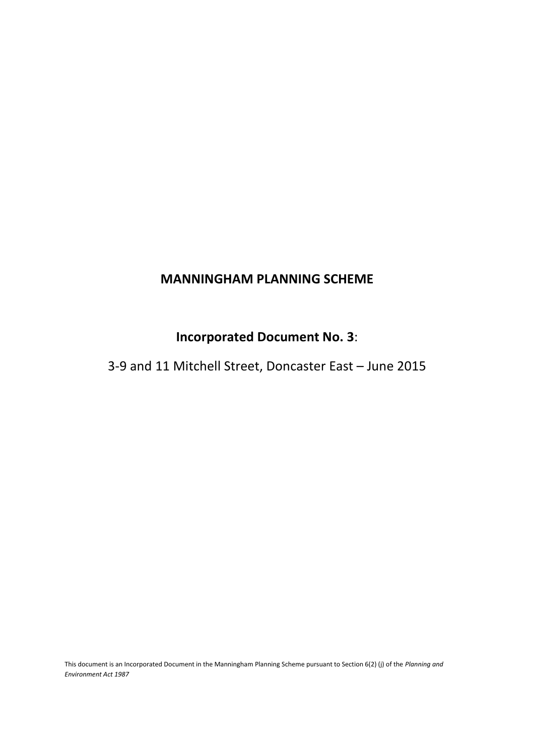# MANNINGHAM PLANNING SCHEME

## **Incorporated Document No. 3**:

3-9 and 11 Mitchell Street, Doncaster East – June 2015

This document is an Incorporated Document in the Manningham Planning Scheme pursuant to Section 6(2) (j) of the *Planning and Environment Act 1987*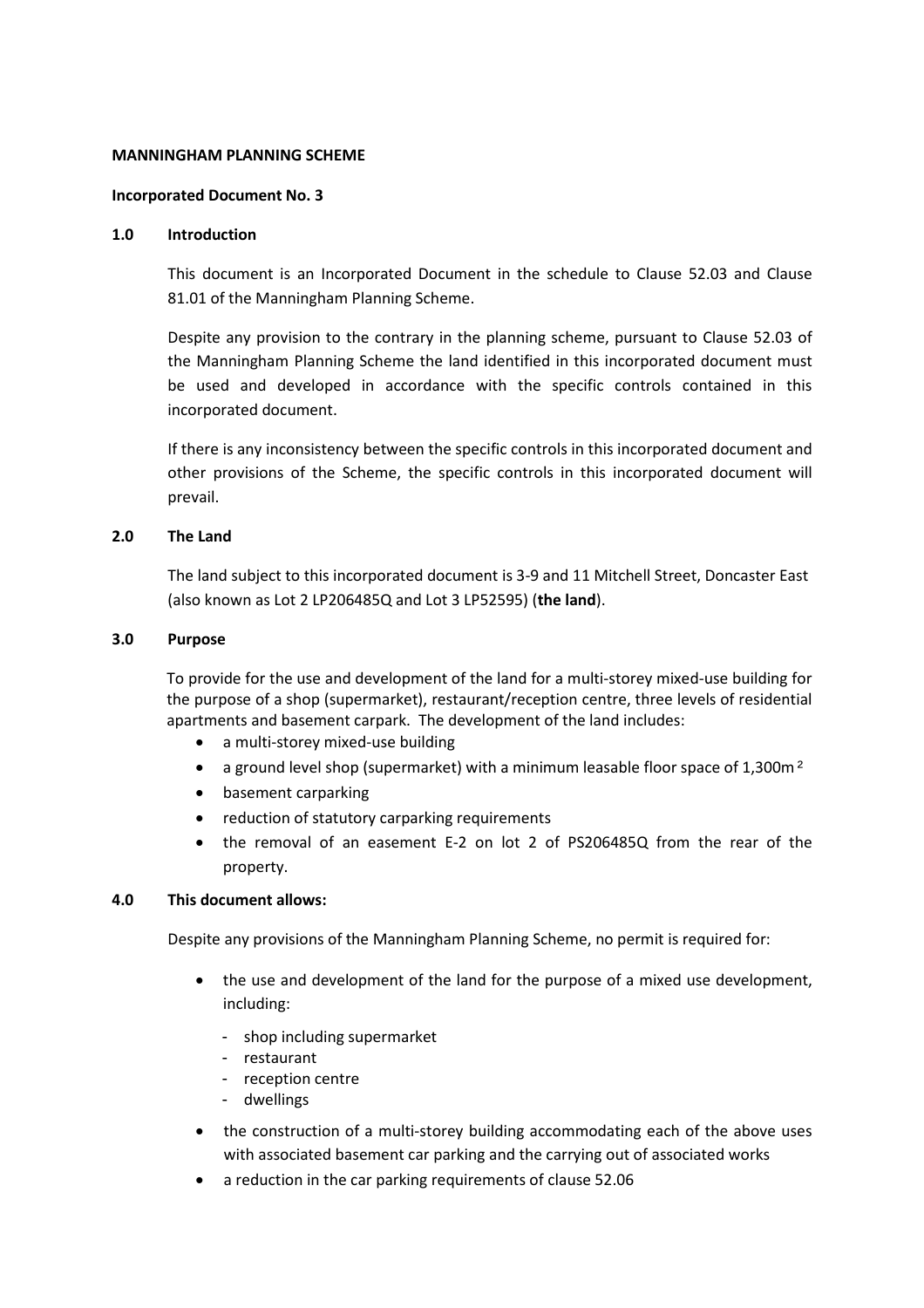**MANNINGHAM PLANNING SCHEME**

**Incorporated Document No. 3**

## 1.0 Introduction

This document is an Incorporated Document in the schedule to Clause 52.03 and Clause 81.01 of the Manningham Planning Scheme.

Despite any provision to the contrary in the planning scheme, pursuant to Clause 52.03 of the Manningham Planning Scheme the land identified in this incorporated document must be used and developed in accordance with the specific controls contained in this incorporated document.

If there is any inconsistency between the specific controls in this incorporated document and other provisions of the Scheme, the specific controls in this incorporated document will prevail.

## 2.0 The Land

The land subject to this incorporated document is 3-9 and 11 Mitchell Street, Doncaster East (also known as Lot 2 LP206485Q and Lot 3 LP52595) (**the land**).

## 3.0 Purpose

To provide for the use and development of the land for a multi-storey mixed-use building for the purpose of a shop (supermarket), restaurant/reception centre, three levels of residential apartments and basement carpark. The development of the land includes:

- a multi-storey mixed-use building
- a ground level shop (supermarket) with a minimum leasable floor space of 1,300m$^2$
- basement carparking
- reduction of statutory carparking requirements
- the removal of an easement E-2 on lot 2 of PS206485Q from the rear of the property.

## 4.0 This document allows:

Despite any provisions of the Manningham Planning Scheme, no permit is required for:

- the use and development of the land for the purpose of a mixed use development, including:
  - shop including supermarket
  - restaurant
  - reception centre
  - dwellings
- the construction of a multi-storey building accommodating each of the above uses with associated basement car parking and the carrying out of associated works
- a reduction in the car parking requirements of clause 52.06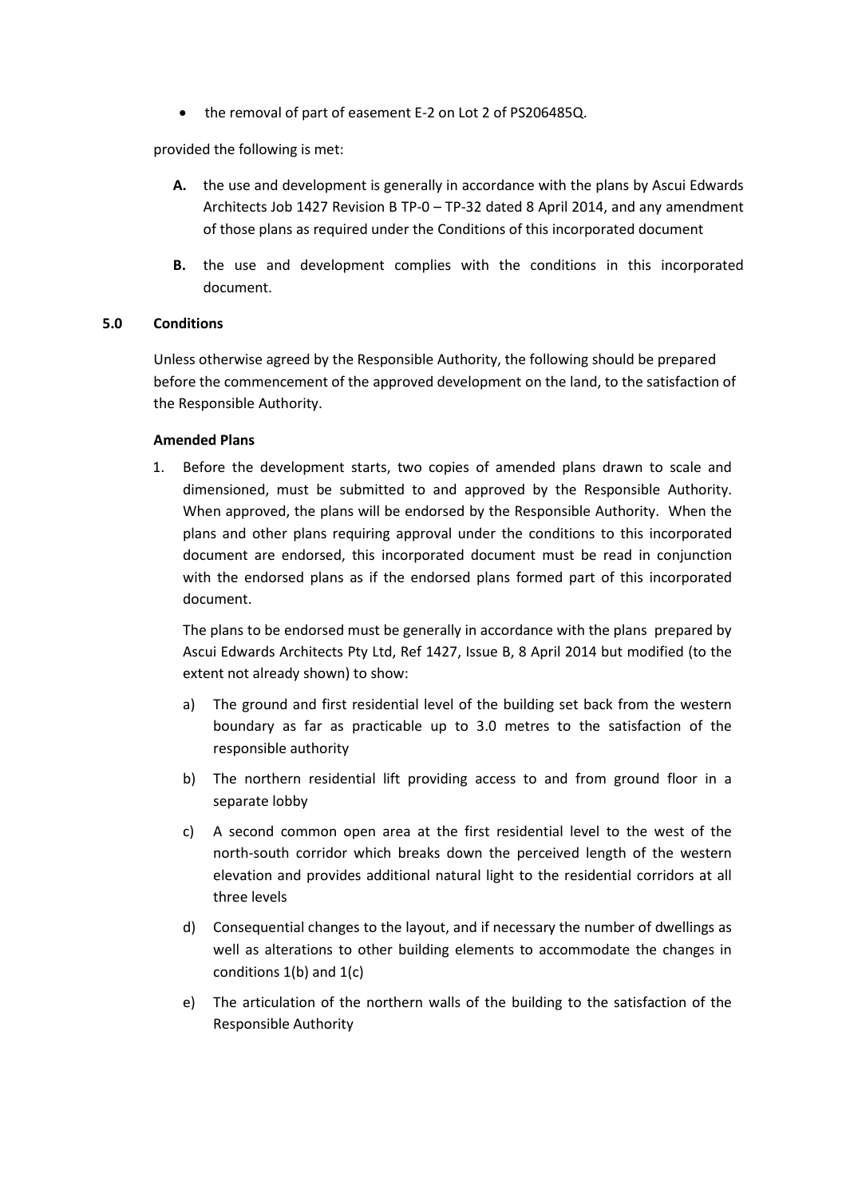- the removal of part of easement E-2 on Lot 2 of PS206485Q.

provided the following is met:

**A.** the use and development is generally in accordance with the plans by Ascui Edwards Architects Job 1427 Revision B TP-0 – TP-32 dated 8 April 2014, and any amendment of those plans as required under the Conditions of this incorporated document

**B.** the use and development complies with the conditions in this incorporated document.

## 5.0 Conditions

Unless otherwise agreed by the Responsible Authority, the following should be prepared before the commencement of the approved development on the land, to the satisfaction of the Responsible Authority.

### Amended Plans

1. Before the development starts, two copies of amended plans drawn to scale and dimensioned, must be submitted to and approved by the Responsible Authority. When approved, the plans will be endorsed by the Responsible Authority. When the plans and other plans requiring approval under the conditions to this incorporated document are endorsed, this incorporated document must be read in conjunction with the endorsed plans as if the endorsed plans formed part of this incorporated document.

   The plans to be endorsed must be generally in accordance with the plans prepared by Ascui Edwards Architects Pty Ltd, Ref 1427, Issue B, 8 April 2014 but modified (to the extent not already shown) to show:

   a) The ground and first residential level of the building set back from the western boundary as far as practicable up to 3.0 metres to the satisfaction of the responsible authority

   b) The northern residential lift providing access to and from ground floor in a separate lobby

   c) A second common open area at the first residential level to the west of the north-south corridor which breaks down the perceived length of the western elevation and provides additional natural light to the residential corridors at all three levels

   d) Consequential changes to the layout, and if necessary the number of dwellings as well as alterations to other building elements to accommodate the changes in conditions 1(b) and 1(c)

   e) The articulation of the northern walls of the building to the satisfaction of the Responsible Authority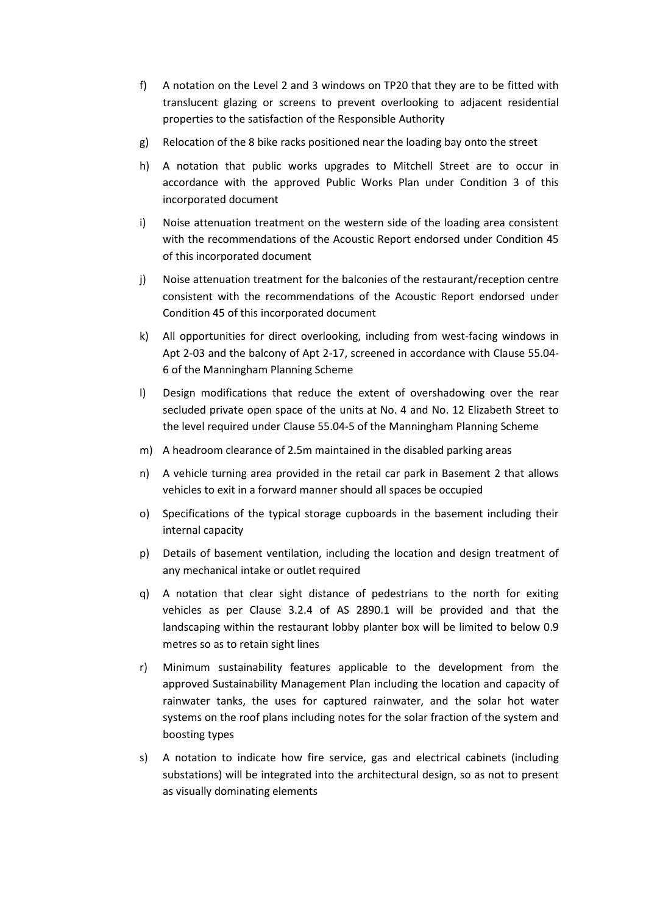f) A notation on the Level 2 and 3 windows on TP20 that they are to be fitted with translucent glazing or screens to prevent overlooking to adjacent residential properties to the satisfaction of the Responsible Authority

g) Relocation of the 8 bike racks positioned near the loading bay onto the street

h) A notation that public works upgrades to Mitchell Street are to occur in accordance with the approved Public Works Plan under Condition 3 of this incorporated document

i) Noise attenuation treatment on the western side of the loading area consistent with the recommendations of the Acoustic Report endorsed under Condition 45 of this incorporated document

j) Noise attenuation treatment for the balconies of the restaurant/reception centre consistent with the recommendations of the Acoustic Report endorsed under Condition 45 of this incorporated document

k) All opportunities for direct overlooking, including from west-facing windows in Apt 2-03 and the balcony of Apt 2-17, screened in accordance with Clause 55.04-6 of the Manningham Planning Scheme

l) Design modifications that reduce the extent of overshadowing over the rear secluded private open space of the units at No. 4 and No. 12 Elizabeth Street to the level required under Clause 55.04-5 of the Manningham Planning Scheme

m) A headroom clearance of 2.5m maintained in the disabled parking areas

n) A vehicle turning area provided in the retail car park in Basement 2 that allows vehicles to exit in a forward manner should all spaces be occupied

o) Specifications of the typical storage cupboards in the basement including their internal capacity

p) Details of basement ventilation, including the location and design treatment of any mechanical intake or outlet required

q) A notation that clear sight distance of pedestrians to the north for exiting vehicles as per Clause 3.2.4 of AS 2890.1 will be provided and that the landscaping within the restaurant lobby planter box will be limited to below 0.9 metres so as to retain sight lines

r) Minimum sustainability features applicable to the development from the approved Sustainability Management Plan including the location and capacity of rainwater tanks, the uses for captured rainwater, and the solar hot water systems on the roof plans including notes for the solar fraction of the system and boosting types

s) A notation to indicate how fire service, gas and electrical cabinets (including substations) will be integrated into the architectural design, so as not to present as visually dominating elements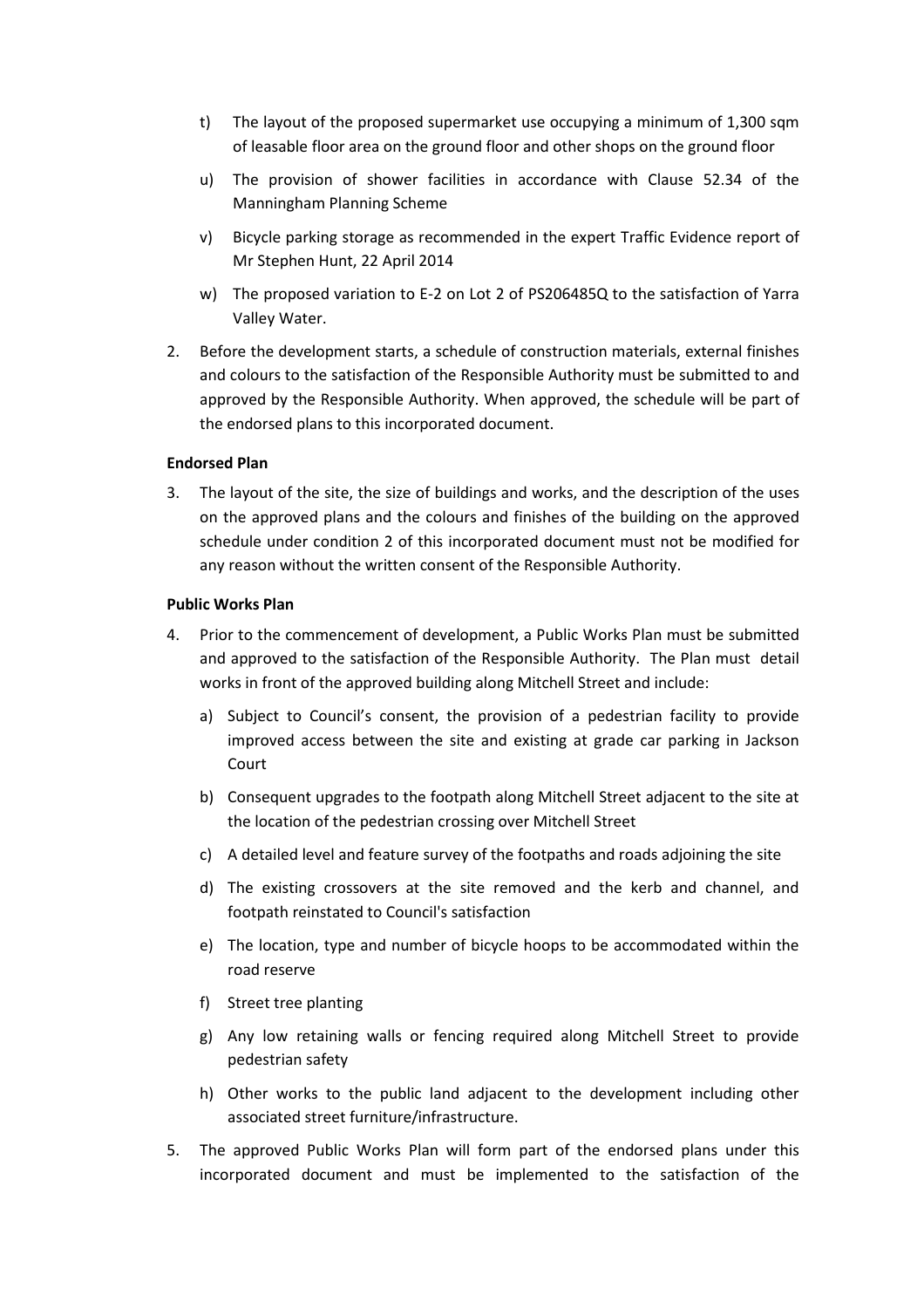t) The layout of the proposed supermarket use occupying a minimum of 1,300 sqm of leasable floor area on the ground floor and other shops on the ground floor

u) The provision of shower facilities in accordance with Clause 52.34 of the Manningham Planning Scheme

v) Bicycle parking storage as recommended in the expert Traffic Evidence report of Mr Stephen Hunt, 22 April 2014

w) The proposed variation to E-2 on Lot 2 of PS206485Q to the satisfaction of Yarra Valley Water.

2. Before the development starts, a schedule of construction materials, external finishes and colours to the satisfaction of the Responsible Authority must be submitted to and approved by the Responsible Authority. When approved, the schedule will be part of the endorsed plans to this incorporated document.

**Endorsed Plan**

3. The layout of the site, the size of buildings and works, and the description of the uses on the approved plans and the colours and finishes of the building on the approved schedule under condition 2 of this incorporated document must not be modified for any reason without the written consent of the Responsible Authority.

**Public Works Plan**

4. Prior to the commencement of development, a Public Works Plan must be submitted and approved to the satisfaction of the Responsible Authority. The Plan must detail works in front of the approved building along Mitchell Street and include:

   a) Subject to Council's consent, the provision of a pedestrian facility to provide improved access between the site and existing at grade car parking in Jackson Court

   b) Consequent upgrades to the footpath along Mitchell Street adjacent to the site at the location of the pedestrian crossing over Mitchell Street

   c) A detailed level and feature survey of the footpaths and roads adjoining the site

   d) The existing crossovers at the site removed and the kerb and channel, and footpath reinstated to Council's satisfaction

   e) The location, type and number of bicycle hoops to be accommodated within the road reserve

   f) Street tree planting

   g) Any low retaining walls or fencing required along Mitchell Street to provide pedestrian safety

   h) Other works to the public land adjacent to the development including other associated street furniture/infrastructure.

5. The approved Public Works Plan will form part of the endorsed plans under this incorporated document and must be implemented to the satisfaction of the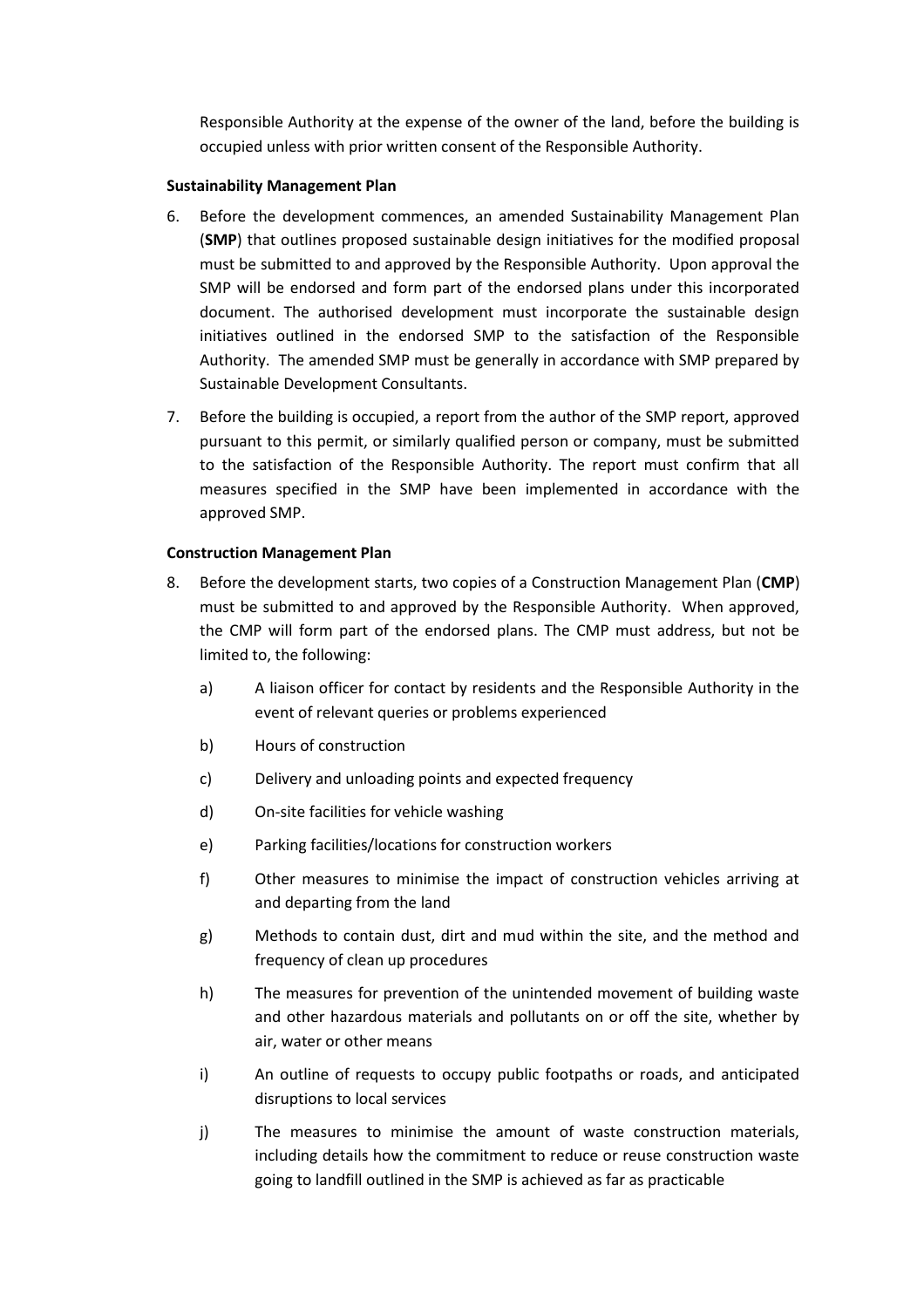Responsible Authority at the expense of the owner of the land, before the building is occupied unless with prior written consent of the Responsible Authority.

**Sustainability Management Plan**

6. Before the development commences, an amended Sustainability Management Plan (**SMP**) that outlines proposed sustainable design initiatives for the modified proposal must be submitted to and approved by the Responsible Authority. Upon approval the SMP will be endorsed and form part of the endorsed plans under this incorporated document. The authorised development must incorporate the sustainable design initiatives outlined in the endorsed SMP to the satisfaction of the Responsible Authority. The amended SMP must be generally in accordance with SMP prepared by Sustainable Development Consultants.

7. Before the building is occupied, a report from the author of the SMP report, approved pursuant to this permit, or similarly qualified person or company, must be submitted to the satisfaction of the Responsible Authority. The report must confirm that all measures specified in the SMP have been implemented in accordance with the approved SMP.

**Construction Management Plan**

8. Before the development starts, two copies of a Construction Management Plan (**CMP**) must be submitted to and approved by the Responsible Authority. When approved, the CMP will form part of the endorsed plans. The CMP must address, but not be limited to, the following:

   a) A liaison officer for contact by residents and the Responsible Authority in the event of relevant queries or problems experienced

   b) Hours of construction

   c) Delivery and unloading points and expected frequency

   d) On-site facilities for vehicle washing

   e) Parking facilities/locations for construction workers

   f) Other measures to minimise the impact of construction vehicles arriving at and departing from the land

   g) Methods to contain dust, dirt and mud within the site, and the method and frequency of clean up procedures

   h) The measures for prevention of the unintended movement of building waste and other hazardous materials and pollutants on or off the site, whether by air, water or other means

   i) An outline of requests to occupy public footpaths or roads, and anticipated disruptions to local services

   j) The measures to minimise the amount of waste construction materials, including details how the commitment to reduce or reuse construction waste going to landfill outlined in the SMP is achieved as far as practicable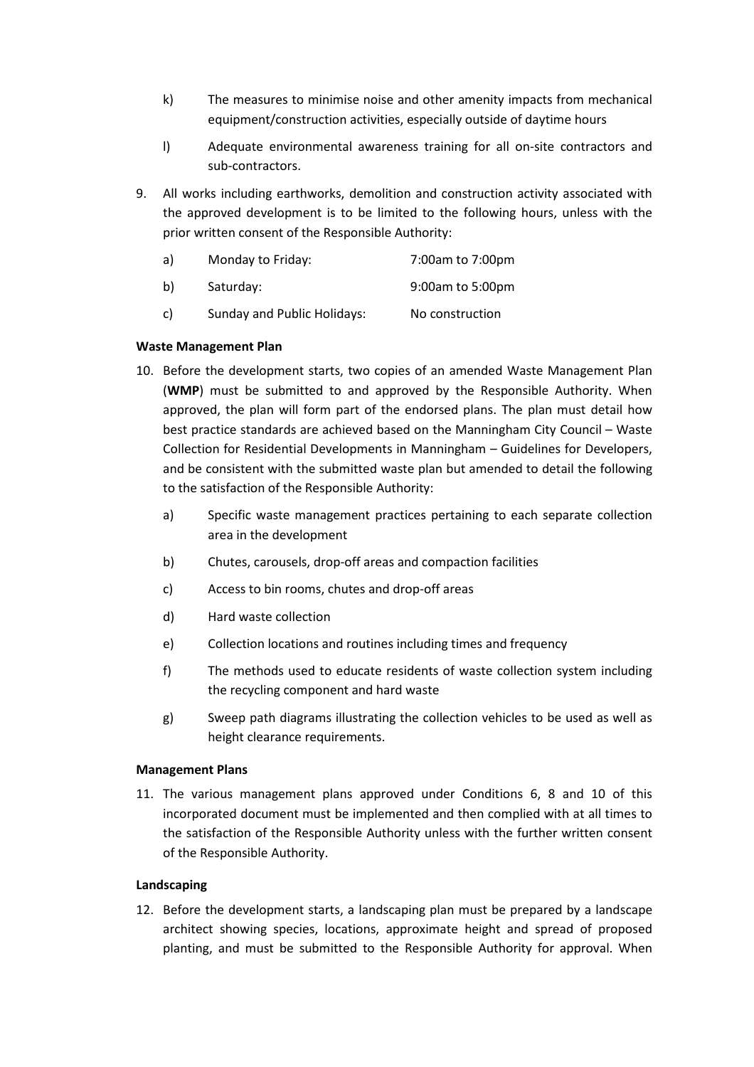k) The measures to minimise noise and other amenity impacts from mechanical equipment/construction activities, especially outside of daytime hours

l) Adequate environmental awareness training for all on-site contractors and sub-contractors.

9. All works including earthworks, demolition and construction activity associated with the approved development is to be limited to the following hours, unless with the prior written consent of the Responsible Authority:

   a) Monday to Friday: 7:00am to 7:00pm

   b) Saturday: 9:00am to 5:00pm

   c) Sunday and Public Holidays: No construction

**Waste Management Plan**

10. Before the development starts, two copies of an amended Waste Management Plan (**WMP**) must be submitted to and approved by the Responsible Authority. When approved, the plan will form part of the endorsed plans. The plan must detail how best practice standards are achieved based on the Manningham City Council – Waste Collection for Residential Developments in Manningham – Guidelines for Developers, and be consistent with the submitted waste plan but amended to detail the following to the satisfaction of the Responsible Authority:

    a) Specific waste management practices pertaining to each separate collection area in the development

    b) Chutes, carousels, drop-off areas and compaction facilities

    c) Access to bin rooms, chutes and drop-off areas

    d) Hard waste collection

    e) Collection locations and routines including times and frequency

    f) The methods used to educate residents of waste collection system including the recycling component and hard waste

    g) Sweep path diagrams illustrating the collection vehicles to be used as well as height clearance requirements.

**Management Plans**

11. The various management plans approved under Conditions 6, 8 and 10 of this incorporated document must be implemented and then complied with at all times to the satisfaction of the Responsible Authority unless with the further written consent of the Responsible Authority.

**Landscaping**

12. Before the development starts, a landscaping plan must be prepared by a landscape architect showing species, locations, approximate height and spread of proposed planting, and must be submitted to the Responsible Authority for approval. When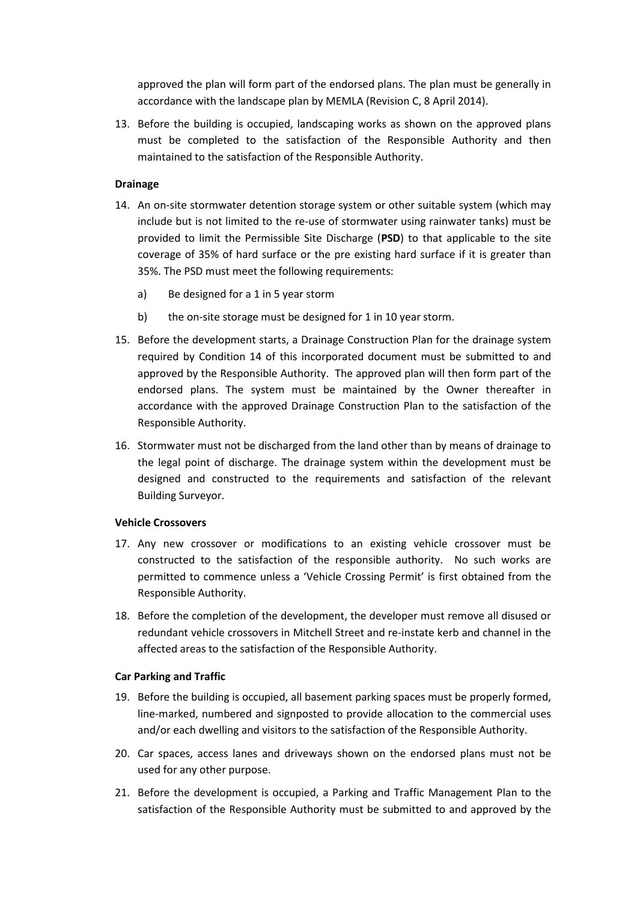approved the plan will form part of the endorsed plans. The plan must be generally in accordance with the landscape plan by MEMLA (Revision C, 8 April 2014).

13. Before the building is occupied, landscaping works as shown on the approved plans must be completed to the satisfaction of the Responsible Authority and then maintained to the satisfaction of the Responsible Authority.

**Drainage**

14. An on-site stormwater detention storage system or other suitable system (which may include but is not limited to the re-use of stormwater using rainwater tanks) must be provided to limit the Permissible Site Discharge (**PSD**) to that applicable to the site coverage of 35% of hard surface or the pre existing hard surface if it is greater than 35%. The PSD must meet the following requirements:

    a) Be designed for a 1 in 5 year storm

    b) the on-site storage must be designed for 1 in 10 year storm.

15. Before the development starts, a Drainage Construction Plan for the drainage system required by Condition 14 of this incorporated document must be submitted to and approved by the Responsible Authority. The approved plan will then form part of the endorsed plans. The system must be maintained by the Owner thereafter in accordance with the approved Drainage Construction Plan to the satisfaction of the Responsible Authority.

16. Stormwater must not be discharged from the land other than by means of drainage to the legal point of discharge. The drainage system within the development must be designed and constructed to the requirements and satisfaction of the relevant Building Surveyor.

**Vehicle Crossovers**

17. Any new crossover or modifications to an existing vehicle crossover must be constructed to the satisfaction of the responsible authority. No such works are permitted to commence unless a 'Vehicle Crossing Permit' is first obtained from the Responsible Authority.

18. Before the completion of the development, the developer must remove all disused or redundant vehicle crossovers in Mitchell Street and re-instate kerb and channel in the affected areas to the satisfaction of the Responsible Authority.

**Car Parking and Traffic**

19. Before the building is occupied, all basement parking spaces must be properly formed, line-marked, numbered and signposted to provide allocation to the commercial uses and/or each dwelling and visitors to the satisfaction of the Responsible Authority.

20. Car spaces, access lanes and driveways shown on the endorsed plans must not be used for any other purpose.

21. Before the development is occupied, a Parking and Traffic Management Plan to the satisfaction of the Responsible Authority must be submitted to and approved by the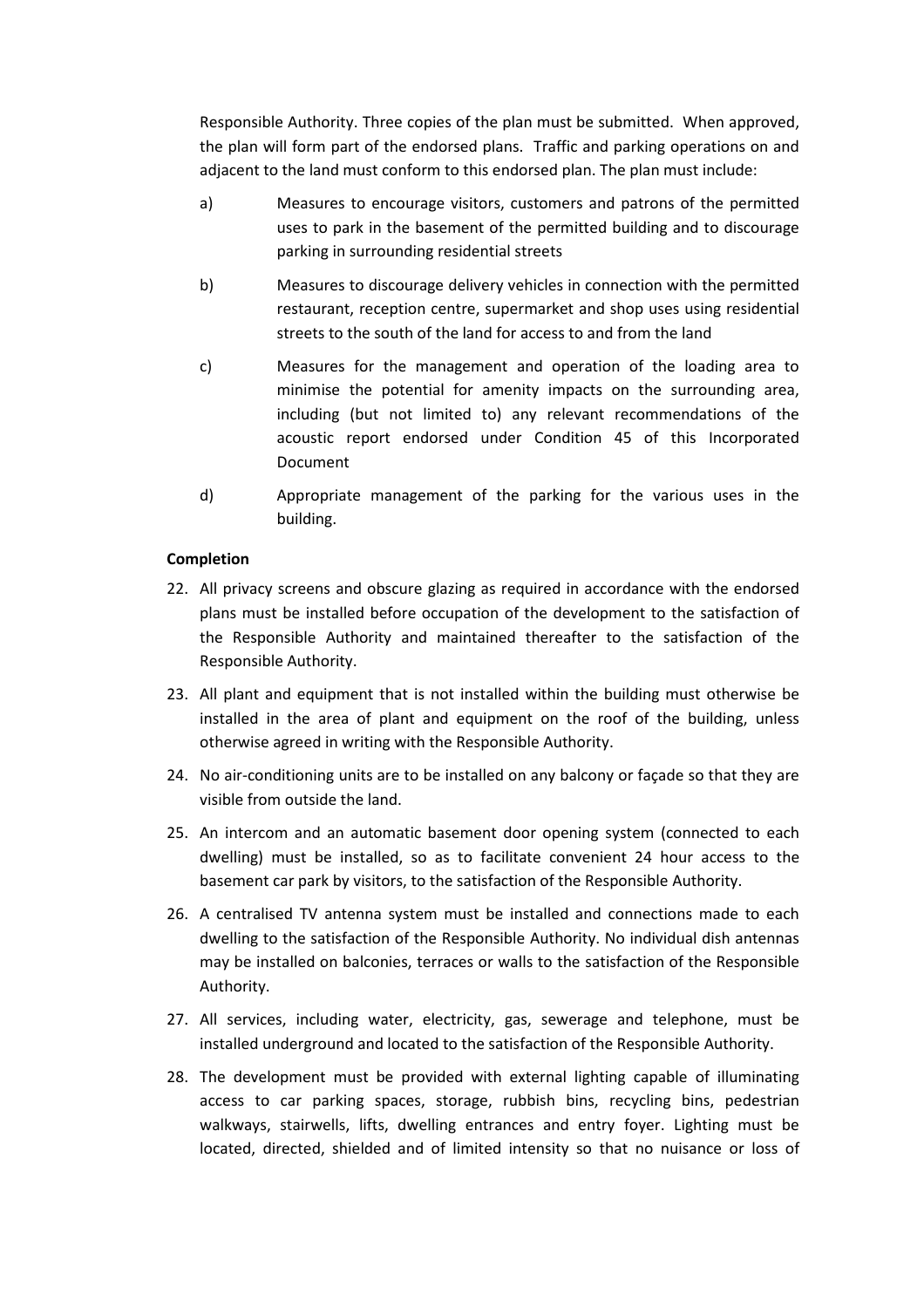Responsible Authority. Three copies of the plan must be submitted. When approved, the plan will form part of the endorsed plans. Traffic and parking operations on and adjacent to the land must conform to this endorsed plan. The plan must include:

a) Measures to encourage visitors, customers and patrons of the permitted uses to park in the basement of the permitted building and to discourage parking in surrounding residential streets

b) Measures to discourage delivery vehicles in connection with the permitted restaurant, reception centre, supermarket and shop uses using residential streets to the south of the land for access to and from the land

c) Measures for the management and operation of the loading area to minimise the potential for amenity impacts on the surrounding area, including (but not limited to) any relevant recommendations of the acoustic report endorsed under Condition 45 of this Incorporated Document

d) Appropriate management of the parking for the various uses in the building.

**Completion**

22. All privacy screens and obscure glazing as required in accordance with the endorsed plans must be installed before occupation of the development to the satisfaction of the Responsible Authority and maintained thereafter to the satisfaction of the Responsible Authority.

23. All plant and equipment that is not installed within the building must otherwise be installed in the area of plant and equipment on the roof of the building, unless otherwise agreed in writing with the Responsible Authority.

24. No air-conditioning units are to be installed on any balcony or façade so that they are visible from outside the land.

25. An intercom and an automatic basement door opening system (connected to each dwelling) must be installed, so as to facilitate convenient 24 hour access to the basement car park by visitors, to the satisfaction of the Responsible Authority.

26. A centralised TV antenna system must be installed and connections made to each dwelling to the satisfaction of the Responsible Authority. No individual dish antennas may be installed on balconies, terraces or walls to the satisfaction of the Responsible Authority.

27. All services, including water, electricity, gas, sewerage and telephone, must be installed underground and located to the satisfaction of the Responsible Authority.

28. The development must be provided with external lighting capable of illuminating access to car parking spaces, storage, rubbish bins, recycling bins, pedestrian walkways, stairwells, lifts, dwelling entrances and entry foyer. Lighting must be located, directed, shielded and of limited intensity so that no nuisance or loss of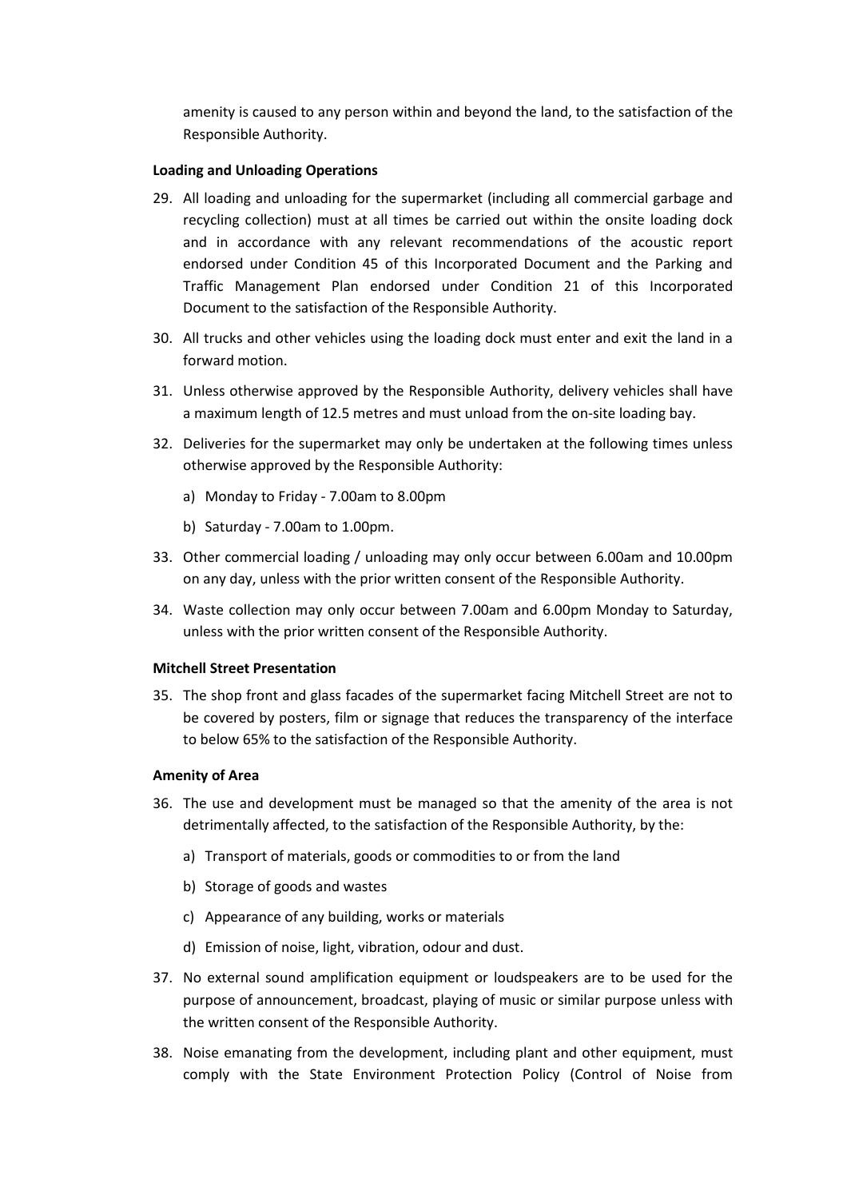amenity is caused to any person within and beyond the land, to the satisfaction of the Responsible Authority.

**Loading and Unloading Operations**

29. All loading and unloading for the supermarket (including all commercial garbage and recycling collection) must at all times be carried out within the onsite loading dock and in accordance with any relevant recommendations of the acoustic report endorsed under Condition 45 of this Incorporated Document and the Parking and Traffic Management Plan endorsed under Condition 21 of this Incorporated Document to the satisfaction of the Responsible Authority.

30. All trucks and other vehicles using the loading dock must enter and exit the land in a forward motion.

31. Unless otherwise approved by the Responsible Authority, delivery vehicles shall have a maximum length of 12.5 metres and must unload from the on-site loading bay.

32. Deliveries for the supermarket may only be undertaken at the following times unless otherwise approved by the Responsible Authority:

    a) Monday to Friday - 7.00am to 8.00pm

    b) Saturday - 7.00am to 1.00pm.

33. Other commercial loading / unloading may only occur between 6.00am and 10.00pm on any day, unless with the prior written consent of the Responsible Authority.

34. Waste collection may only occur between 7.00am and 6.00pm Monday to Saturday, unless with the prior written consent of the Responsible Authority.

**Mitchell Street Presentation**

35. The shop front and glass facades of the supermarket facing Mitchell Street are not to be covered by posters, film or signage that reduces the transparency of the interface to below 65% to the satisfaction of the Responsible Authority.

**Amenity of Area**

36. The use and development must be managed so that the amenity of the area is not detrimentally affected, to the satisfaction of the Responsible Authority, by the:

    a) Transport of materials, goods or commodities to or from the land

    b) Storage of goods and wastes

    c) Appearance of any building, works or materials

    d) Emission of noise, light, vibration, odour and dust.

37. No external sound amplification equipment or loudspeakers are to be used for the purpose of announcement, broadcast, playing of music or similar purpose unless with the written consent of the Responsible Authority.

38. Noise emanating from the development, including plant and other equipment, must comply with the State Environment Protection Policy (Control of Noise from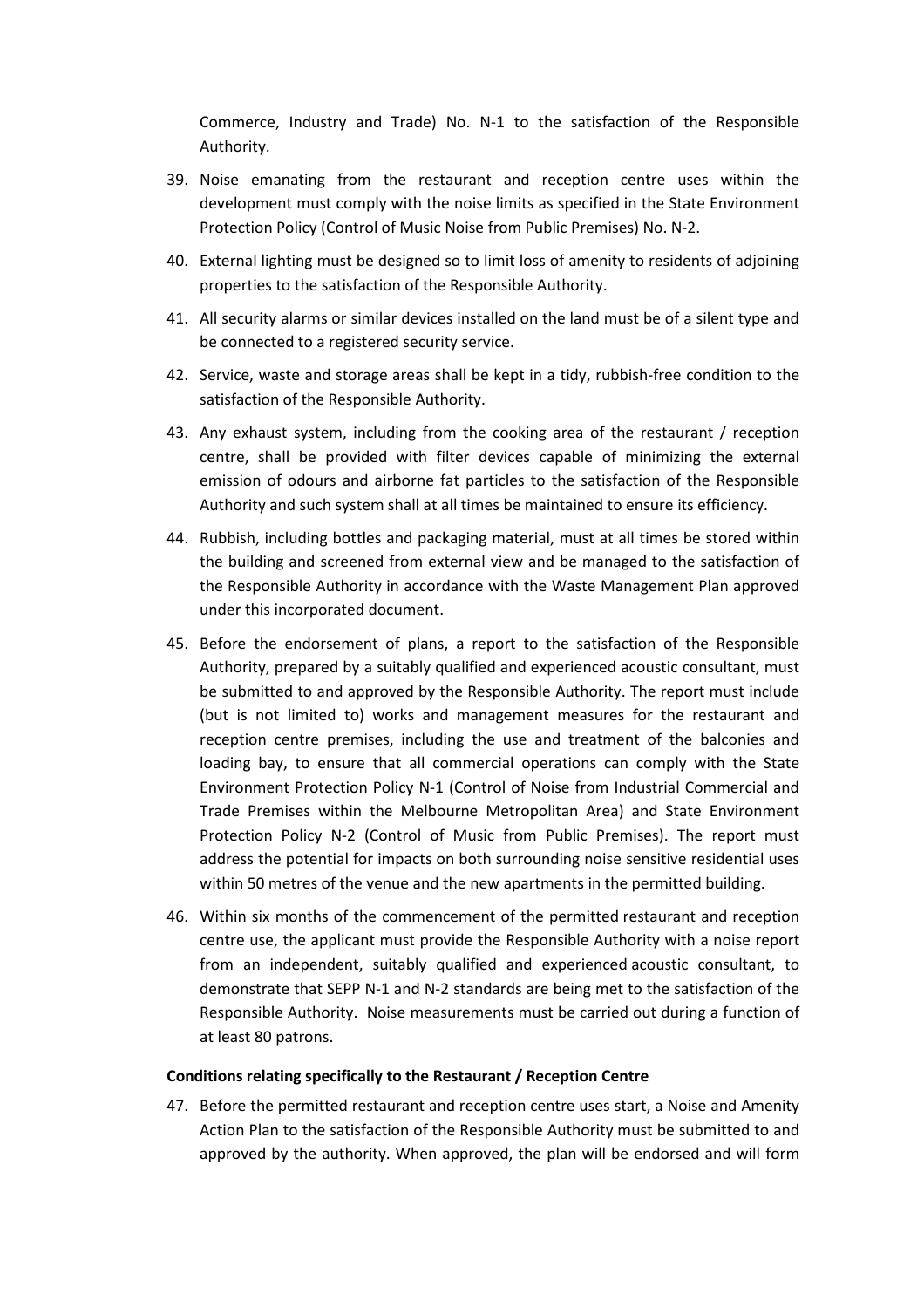Commerce, Industry and Trade) No. N-1 to the satisfaction of the Responsible Authority.

39. Noise emanating from the restaurant and reception centre uses within the development must comply with the noise limits as specified in the State Environment Protection Policy (Control of Music Noise from Public Premises) No. N-2.

40. External lighting must be designed so to limit loss of amenity to residents of adjoining properties to the satisfaction of the Responsible Authority.

41. All security alarms or similar devices installed on the land must be of a silent type and be connected to a registered security service.

42. Service, waste and storage areas shall be kept in a tidy, rubbish-free condition to the satisfaction of the Responsible Authority.

43. Any exhaust system, including from the cooking area of the restaurant / reception centre, shall be provided with filter devices capable of minimizing the external emission of odours and airborne fat particles to the satisfaction of the Responsible Authority and such system shall at all times be maintained to ensure its efficiency.

44. Rubbish, including bottles and packaging material, must at all times be stored within the building and screened from external view and be managed to the satisfaction of the Responsible Authority in accordance with the Waste Management Plan approved under this incorporated document.

45. Before the endorsement of plans, a report to the satisfaction of the Responsible Authority, prepared by a suitably qualified and experienced acoustic consultant, must be submitted to and approved by the Responsible Authority. The report must include (but is not limited to) works and management measures for the restaurant and reception centre premises, including the use and treatment of the balconies and loading bay, to ensure that all commercial operations can comply with the State Environment Protection Policy N-1 (Control of Noise from Industrial Commercial and Trade Premises within the Melbourne Metropolitan Area) and State Environment Protection Policy N-2 (Control of Music from Public Premises). The report must address the potential for impacts on both surrounding noise sensitive residential uses within 50 metres of the venue and the new apartments in the permitted building.

46. Within six months of the commencement of the permitted restaurant and reception centre use, the applicant must provide the Responsible Authority with a noise report from an independent, suitably qualified and experienced acoustic consultant, to demonstrate that SEPP N-1 and N-2 standards are being met to the satisfaction of the Responsible Authority. Noise measurements must be carried out during a function of at least 80 patrons.

**Conditions relating specifically to the Restaurant / Reception Centre**

47. Before the permitted restaurant and reception centre uses start, a Noise and Amenity Action Plan to the satisfaction of the Responsible Authority must be submitted to and approved by the authority. When approved, the plan will be endorsed and will form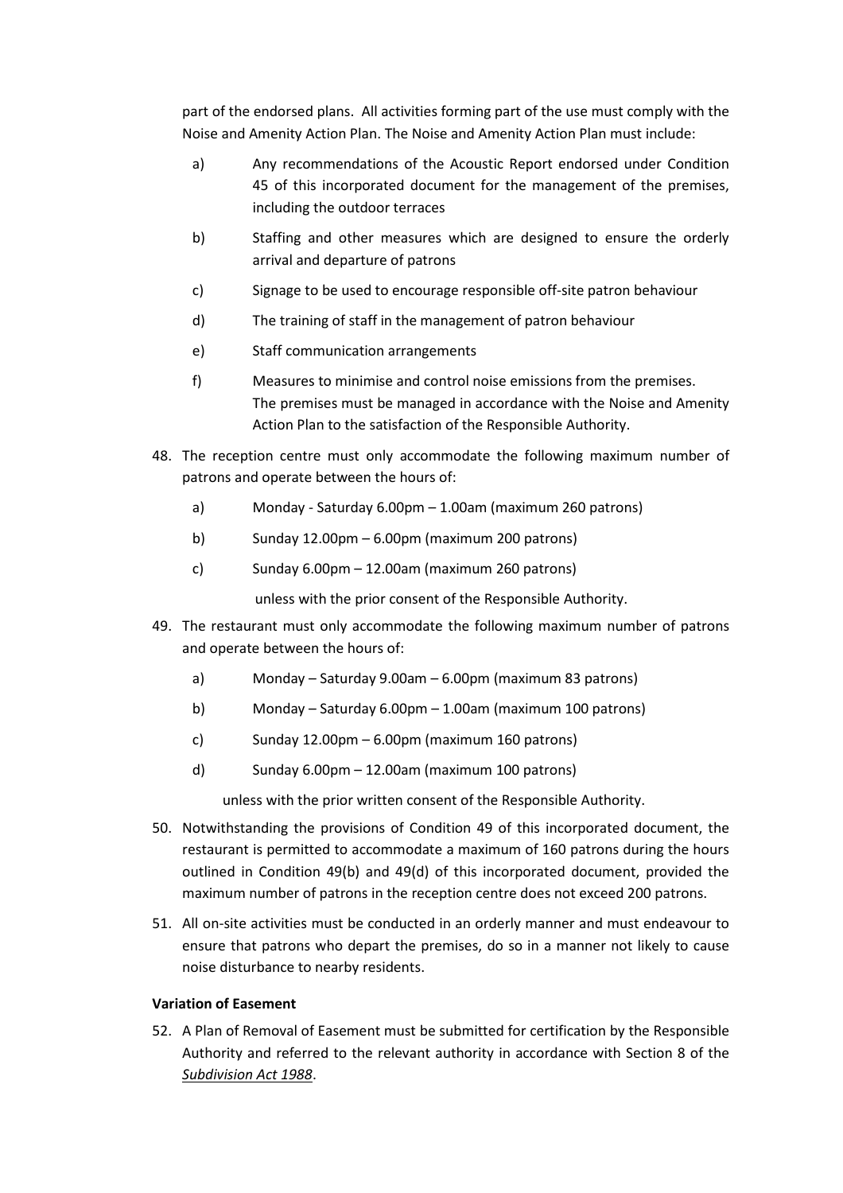part of the endorsed plans. All activities forming part of the use must comply with the Noise and Amenity Action Plan. The Noise and Amenity Action Plan must include:

a) Any recommendations of the Acoustic Report endorsed under Condition 45 of this incorporated document for the management of the premises, including the outdoor terraces

b) Staffing and other measures which are designed to ensure the orderly arrival and departure of patrons

c) Signage to be used to encourage responsible off-site patron behaviour

d) The training of staff in the management of patron behaviour

e) Staff communication arrangements

f) Measures to minimise and control noise emissions from the premises. The premises must be managed in accordance with the Noise and Amenity Action Plan to the satisfaction of the Responsible Authority.

48. The reception centre must only accommodate the following maximum number of patrons and operate between the hours of:

    a) Monday - Saturday 6.00pm – 1.00am (maximum 260 patrons)

    b) Sunday 12.00pm – 6.00pm (maximum 200 patrons)

    c) Sunday 6.00pm – 12.00am (maximum 260 patrons)

    unless with the prior consent of the Responsible Authority.

49. The restaurant must only accommodate the following maximum number of patrons and operate between the hours of:

    a) Monday – Saturday 9.00am – 6.00pm (maximum 83 patrons)

    b) Monday – Saturday 6.00pm – 1.00am (maximum 100 patrons)

    c) Sunday 12.00pm – 6.00pm (maximum 160 patrons)

    d) Sunday 6.00pm – 12.00am (maximum 100 patrons)

    unless with the prior written consent of the Responsible Authority.

50. Notwithstanding the provisions of Condition 49 of this incorporated document, the restaurant is permitted to accommodate a maximum of 160 patrons during the hours outlined in Condition 49(b) and 49(d) of this incorporated document, provided the maximum number of patrons in the reception centre does not exceed 200 patrons.

51. All on-site activities must be conducted in an orderly manner and must endeavour to ensure that patrons who depart the premises, do so in a manner not likely to cause noise disturbance to nearby residents.

**Variation of Easement**

52. A Plan of Removal of Easement must be submitted for certification by the Responsible Authority and referred to the relevant authority in accordance with Section 8 of the *Subdivision Act 1988*.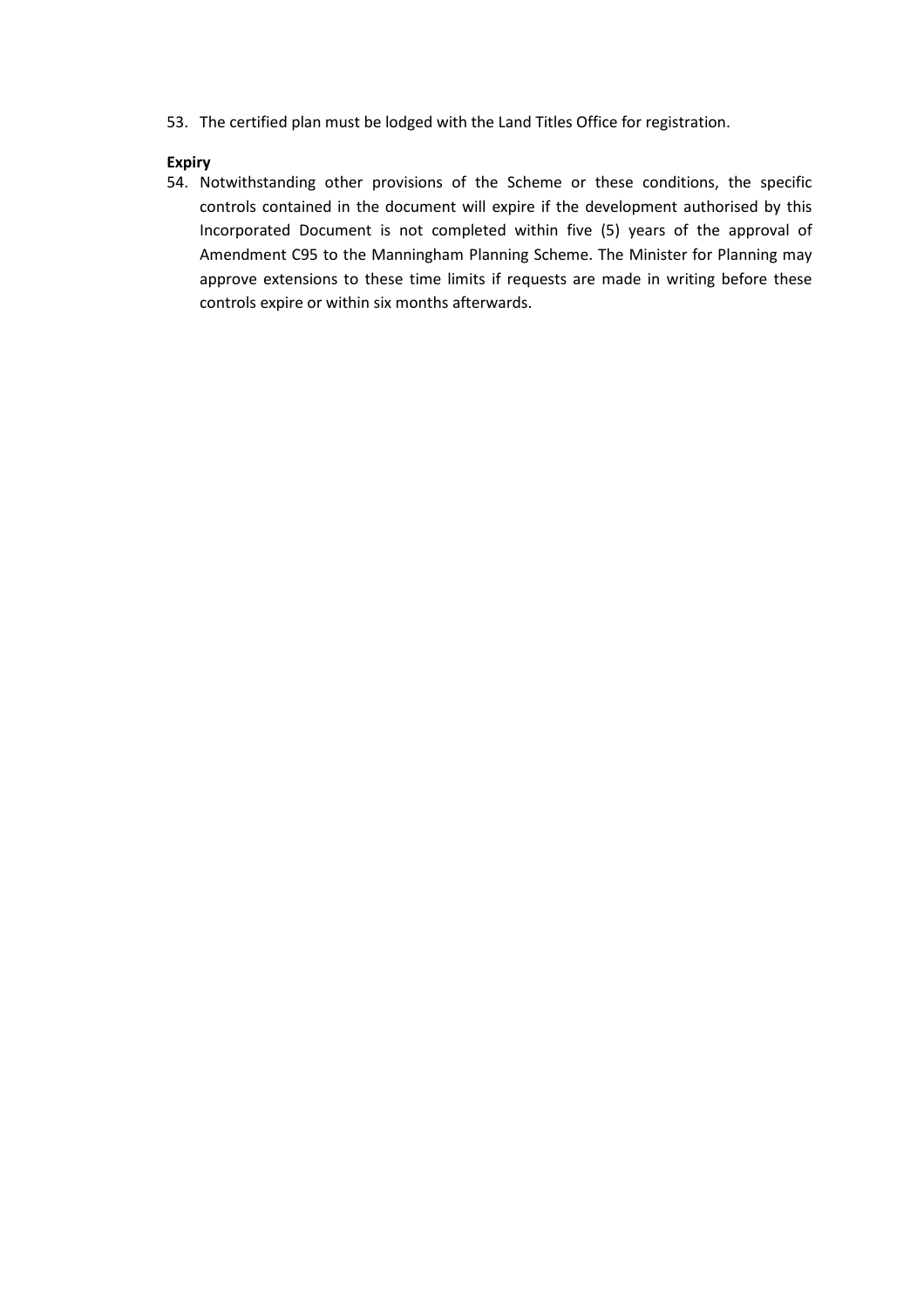53. The certified plan must be lodged with the Land Titles Office for registration.

**Expiry**

54. Notwithstanding other provisions of the Scheme or these conditions, the specific controls contained in the document will expire if the development authorised by this Incorporated Document is not completed within five (5) years of the approval of Amendment C95 to the Manningham Planning Scheme. The Minister for Planning may approve extensions to these time limits if requests are made in writing before these controls expire or within six months afterwards.